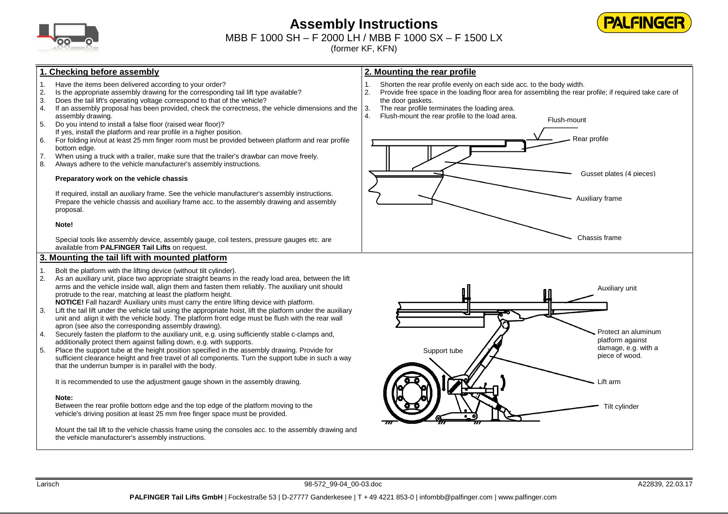# Assembly Instructions

MBB F 1000 SH – F 2000 LH / MBB F 1000 SX – F 1500 LX

(former KF, KFN)

## 1. Checking before assembly

1. Have the items been delivered according to your order?
2. Is the appropriate assembly drawing for the corresponding tail lift type available?
3. Does the tail lift's operating voltage correspond to that of the vehicle?
4. If an assembly proposal has been provided, check the correctness, the vehicle dimensions and the assembly drawing.
5. Do you intend to install a false floor (raised wear floor)? If yes, install the platform and rear profile in a higher position.
6. For folding in/out at least 25 mm finger room must be provided between platform and rear profile bottom edge.
7. When using a truck with a trailer, make sure that the trailer's drawbar can move freely.
8. Always adhere to the vehicle manufacturer's assembly instructions.

**Preparatory work on the vehicle chassis**

If required, install an auxiliary frame. See the vehicle manufacturer's assembly instructions. Prepare the vehicle chassis and auxiliary frame acc. to the assembly drawing and assembly proposal.

**Note!**

Special tools like assembly device, assembly gauge, coil testers, pressure gauges etc. are available from **PALFINGER Tail Lifts** on request.

## 2. Mounting the rear profile

1. Shorten the rear profile evenly on each side acc. to the body width.
2. Provide free space in the loading floor area for assembling the rear profile; if required take care of the door gaskets.
3. The rear profile terminates the loading area.
4. Flush-mount the rear profile to the load area.

Flush-mount

Rear profile

Gusset plates (4 pieces)

Auxiliary frame

Chassis frame

## 3. Mounting the tail lift with mounted platform

1. Bolt the platform with the lifting device (without tilt cylinder).
2. As an auxiliary unit, place two appropriate straight beams in the ready load area, between the lift arms and the vehicle inside wall, align them and fasten them reliably. The auxiliary unit should protrude to the rear, matching at least the platform height.
   **NOTICE!** Fall hazard! Auxiliary units must carry the entire lifting device with platform.
3. Lift the tail lift under the vehicle tail using the appropriate hoist, lift the platform under the auxiliary unit and align it with the vehicle body. The platform front edge must be flush with the rear wall apron (see also the corresponding assembly drawing).
4. Securely fasten the platform to the auxiliary unit, e.g. using sufficiently stable c-clamps and, additionally protect them against falling down, e.g. with supports.
5. Place the support tube at the height position specified in the assembly drawing. Provide for sufficient clearance height and free travel of all components. Turn the support tube in such a way that the underrun bumper is in parallel with the body.

It is recommended to use the adjustment gauge shown in the assembly drawing.

**Note:**
Between the rear profile bottom edge and the top edge of the platform moving to the vehicle's driving position at least 25 mm free finger space must be provided.

Mount the tail lift to the vehicle chassis frame using the consoles acc. to the assembly drawing and the vehicle manufacturer's assembly instructions.

Auxiliary unit

Support tube

Protect an aluminum platform against damage, e.g. with a piece of wood.

Lift arm

Tilt cylinder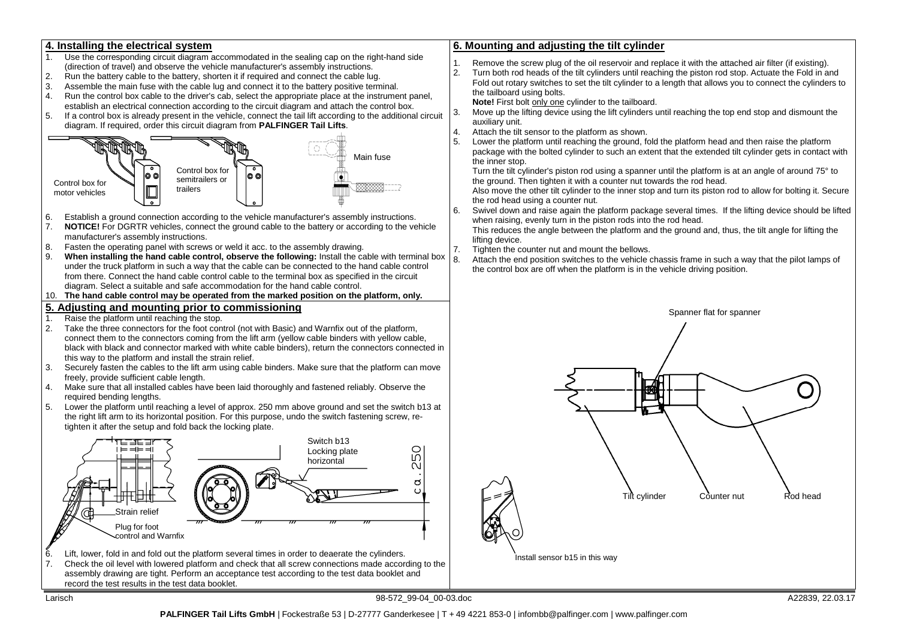## 4. Installing the electrical system

1. Use the corresponding circuit diagram accommodated in the sealing cap on the right-hand side (direction of travel) and observe the vehicle manufacturer's assembly instructions.
2. Run the battery cable to the battery, shorten it if required and connect the cable lug.
3. Assemble the main fuse with the cable lug and connect it to the battery positive terminal.
4. Run the control box cable to the driver's cab, select the appropriate place at the instrument panel, establish an electrical connection according to the circuit diagram and attach the control box.
5. If a control box is already present in the vehicle, connect the tail lift according to the additional circuit diagram. If required, order this circuit diagram from **PALFINGER Tail Lifts**.

Control box for motor vehicles

Control box for semitrailers or trailers

Main fuse

6. Establish a ground connection according to the vehicle manufacturer's assembly instructions.
7. **NOTICE!** For DGRTR vehicles, connect the ground cable to the battery or according to the vehicle manufacturer's assembly instructions.
8. Fasten the operating panel with screws or weld it acc. to the assembly drawing.
9. **When installing the hand cable control, observe the following:** Install the cable with terminal box under the truck platform in such a way that the cable can be connected to the hand cable control from there. Connect the hand cable control cable to the terminal box as specified in the circuit diagram. Select a suitable and safe accommodation for the hand cable control.
10. **The hand cable control may be operated from the marked position on the platform, only.**

## 5. Adjusting and mounting prior to commissioning

1. Raise the platform until reaching the stop.
2. Take the three connectors for the foot control (not with Basic) and Warnfix out of the platform, connect them to the connectors coming from the lift arm (yellow cable binders with yellow cable, black with black and connector marked with white cable binders), return the connectors connected in this way to the platform and install the strain relief.
3. Securely fasten the cables to the lift arm using cable binders. Make sure that the platform can move freely, provide sufficient cable length.
4. Make sure that all installed cables have been laid thoroughly and fastened reliably. Observe the required bending lengths.
5. Lower the platform until reaching a level of approx. 250 mm above ground and set the switch b13 at the right lift arm to its horizontal position. For this purpose, undo the switch fastening screw, re-tighten it after the setup and fold back the locking plate.

Strain relief

Plug for foot control and Warnfix

Switch b13
Locking plate
horizontal

ca. 250

6. Lift, lower, fold in and fold out the platform several times in order to deaerate the cylinders.
7. Check the oil level with lowered platform and check that all screw connections made according to the assembly drawing are tight. Perform an acceptance test according to the test data booklet and record the test results in the test data booklet.

## 6. Mounting and adjusting the tilt cylinder

1. Remove the screw plug of the oil reservoir and replace it with the attached air filter (if existing).
2. Turn both rod heads of the tilt cylinders until reaching the piston rod stop. Actuate the Fold in and Fold out rotary switches to set the tilt cylinder to a length that allows you to connect the cylinders to the tailboard using bolts.
   **Note!** First bolt only one cylinder to the tailboard.
3. Move up the lifting device using the lift cylinders until reaching the top end stop and dismount the auxiliary unit.
4. Attach the tilt sensor to the platform as shown.
5. Lower the platform until reaching the ground, fold the platform head and then raise the platform package with the bolted cylinder to such an extent that the extended tilt cylinder gets in contact with the inner stop.
   Turn the tilt cylinder's piston rod using a spanner until the platform is at an angle of around 75° to the ground. Then tighten it with a counter nut towards the rod head.
   Also move the other tilt cylinder to the inner stop and turn its piston rod to allow for bolting it. Secure the rod head using a counter nut.
6. Swivel down and raise again the platform package several times. If the lifting device should be lifted when raising, evenly turn in the piston rods into the rod head.
   This reduces the angle between the platform and the ground and, thus, the tilt angle for lifting the lifting device.
7. Tighten the counter nut and mount the bellows.
8. Attach the end position switches to the vehicle chassis frame in such a way that the pilot lamps of the control box are off when the platform is in the vehicle driving position.

Spanner flat for spanner

Tilt cylinder

Counter nut

Rod head

Install sensor b15 in this way

Larisch 98-572_99-04_00-03.doc A22839, 22.03.17

**PALFINGER Tail Lifts GmbH** | Fockestraße 53 | D-27777 Ganderkesee | T + 49 4221 853-0 | infombb@palfinger.com | www.palfinger.com